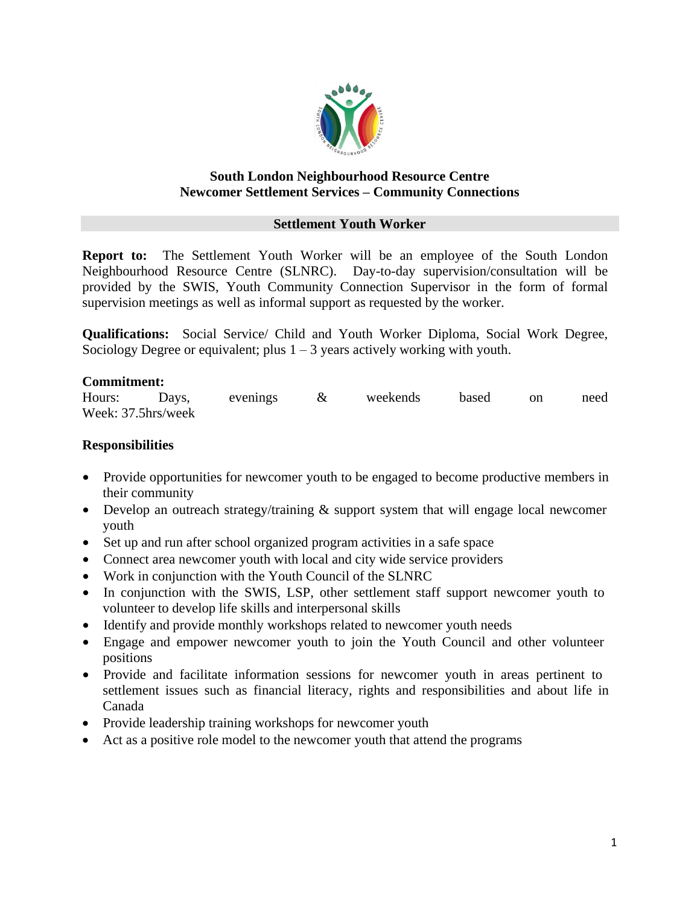**South London Neighbourhood Resource Centre**
**Newcomer Settlement Services – Community Connections**

## Settlement Youth Worker

**Report to:** The Settlement Youth Worker will be an employee of the South London Neighbourhood Resource Centre (SLNRC). Day-to-day supervision/consultation will be provided by the SWIS, Youth Community Connection Supervisor in the form of formal supervision meetings as well as informal support as requested by the worker.

**Qualifications:** Social Service/ Child and Youth Worker Diploma, Social Work Degree, Sociology Degree or equivalent; plus 1 – 3 years actively working with youth.

**Commitment:**
Hours: Days, evenings & weekends based on need
Week: 37.5hrs/week

**Responsibilities**

- Provide opportunities for newcomer youth to be engaged to become productive members in their community
- Develop an outreach strategy/training & support system that will engage local newcomer youth
- Set up and run after school organized program activities in a safe space
- Connect area newcomer youth with local and city wide service providers
- Work in conjunction with the Youth Council of the SLNRC
- In conjunction with the SWIS, LSP, other settlement staff support newcomer youth to volunteer to develop life skills and interpersonal skills
- Identify and provide monthly workshops related to newcomer youth needs
- Engage and empower newcomer youth to join the Youth Council and other volunteer positions
- Provide and facilitate information sessions for newcomer youth in areas pertinent to settlement issues such as financial literacy, rights and responsibilities and about life in Canada
- Provide leadership training workshops for newcomer youth
- Act as a positive role model to the newcomer youth that attend the programs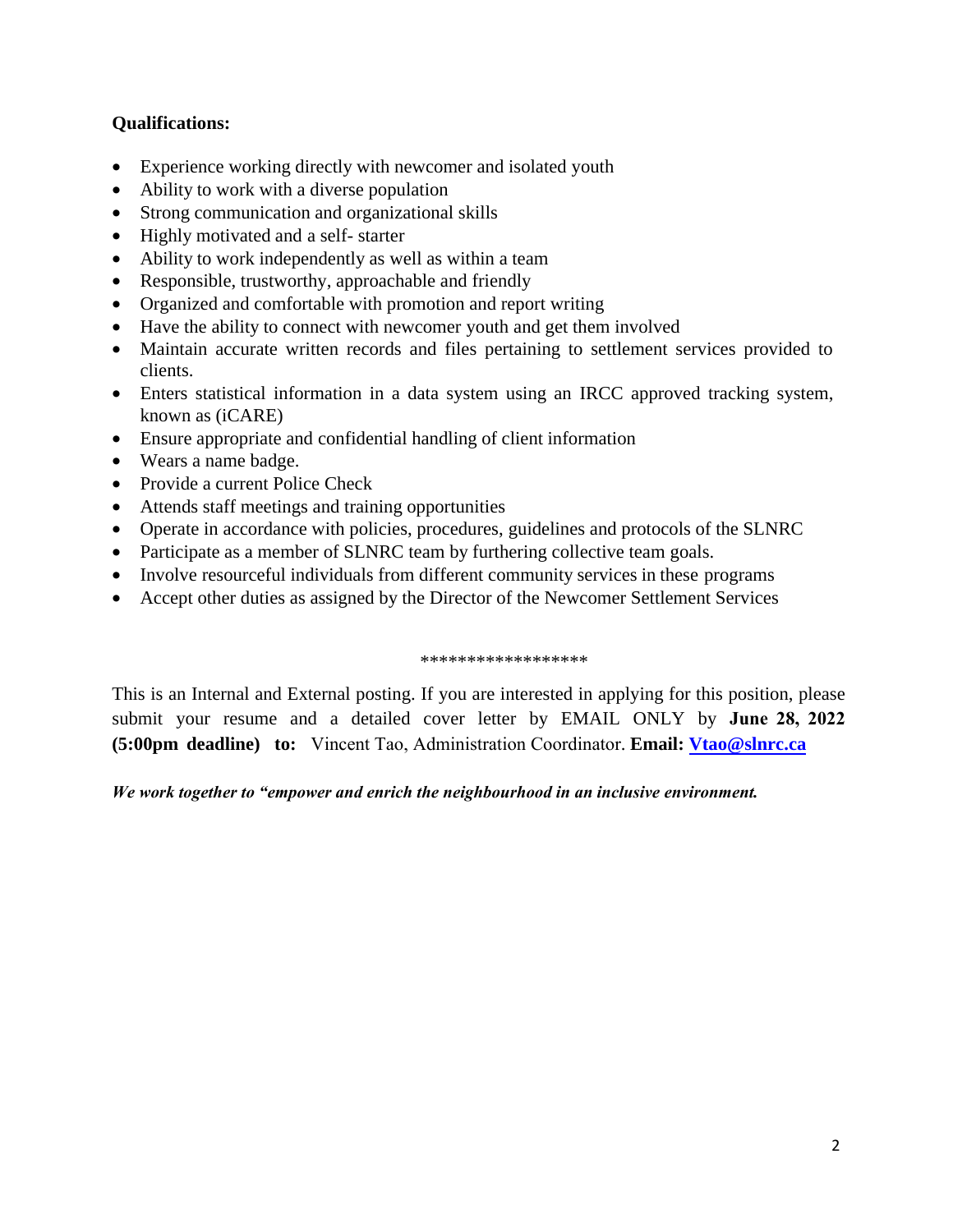**Qualifications:**

- Experience working directly with newcomer and isolated youth
- Ability to work with a diverse population
- Strong communication and organizational skills
- Highly motivated and a self- starter
- Ability to work independently as well as within a team
- Responsible, trustworthy, approachable and friendly
- Organized and comfortable with promotion and report writing
- Have the ability to connect with newcomer youth and get them involved
- Maintain accurate written records and files pertaining to settlement services provided to clients.
- Enters statistical information in a data system using an IRCC approved tracking system, known as (iCARE)
- Ensure appropriate and confidential handling of client information
- Wears a name badge.
- Provide a current Police Check
- Attends staff meetings and training opportunities
- Operate in accordance with policies, procedures, guidelines and protocols of the SLNRC
- Participate as a member of SLNRC team by furthering collective team goals.
- Involve resourceful individuals from different community services in these programs
- Accept other duties as assigned by the Director of the Newcomer Settlement Services

******************

This is an Internal and External posting. If you are interested in applying for this position, please submit your resume and a detailed cover letter by EMAIL ONLY by **June 28, 2022 (5:00pm deadline) to:** Vincent Tao, Administration Coordinator. **Email: Vtao@slnrc.ca**

***We work together to "empower and enrich the neighbourhood in an inclusive environment.***